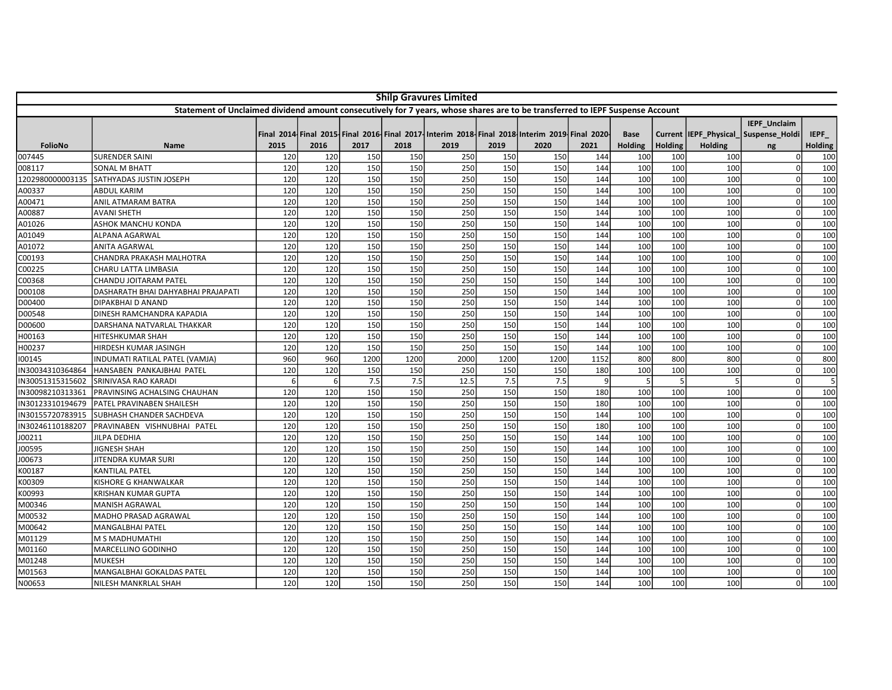# Shilp Gravures Limited

## Statement of Unclaimed dividend amount consecutively for 7 years, whose shares are to be transferred to IEPF Suspense Account

| FolioNo | Name | Final 2014-2015 | Final 2015-2016 | Final 2016-2017 | Final 2017-2018 | Interim 2018-2019 | Final 2018-2019 | Interim 2019-2020 | Final 2020-2021 | Base Holding | Current Holding | IEPF_Physical_Holding | IEPF_Unclaim Suspense_Holding | IEPF_Holding |
|---|---|---|---|---|---|---|---|---|---|---|---|---|---|---|
| 007445 | SURENDER SAINI | 120 | 120 | 150 | 150 | 250 | 150 | 150 | 144 | 100 | 100 | 100 | 0 | 100 |
| 008117 | SONAL M BHATT | 120 | 120 | 150 | 150 | 250 | 150 | 150 | 144 | 100 | 100 | 100 | 0 | 100 |
| 1202980000003135 | SATHYADAS JUSTIN JOSEPH | 120 | 120 | 150 | 150 | 250 | 150 | 150 | 144 | 100 | 100 | 100 | 0 | 100 |
| A00337 | ABDUL KARIM | 120 | 120 | 150 | 150 | 250 | 150 | 150 | 144 | 100 | 100 | 100 | 0 | 100 |
| A00471 | ANIL ATMARAM BATRA | 120 | 120 | 150 | 150 | 250 | 150 | 150 | 144 | 100 | 100 | 100 | 0 | 100 |
| A00887 | AVANI SHETH | 120 | 120 | 150 | 150 | 250 | 150 | 150 | 144 | 100 | 100 | 100 | 0 | 100 |
| A01026 | ASHOK MANCHU KONDA | 120 | 120 | 150 | 150 | 250 | 150 | 150 | 144 | 100 | 100 | 100 | 0 | 100 |
| A01049 | ALPANA AGARWAL | 120 | 120 | 150 | 150 | 250 | 150 | 150 | 144 | 100 | 100 | 100 | 0 | 100 |
| A01072 | ANITA AGARWAL | 120 | 120 | 150 | 150 | 250 | 150 | 150 | 144 | 100 | 100 | 100 | 0 | 100 |
| C00193 | CHANDRA PRAKASH MALHOTRA | 120 | 120 | 150 | 150 | 250 | 150 | 150 | 144 | 100 | 100 | 100 | 0 | 100 |
| C00225 | CHARU LATTA LIMBASIA | 120 | 120 | 150 | 150 | 250 | 150 | 150 | 144 | 100 | 100 | 100 | 0 | 100 |
| C00368 | CHANDU JOITARAM PATEL | 120 | 120 | 150 | 150 | 250 | 150 | 150 | 144 | 100 | 100 | 100 | 0 | 100 |
| D00108 | DASHARATH BHAI DAHYABHAI PRAJAPATI | 120 | 120 | 150 | 150 | 250 | 150 | 150 | 144 | 100 | 100 | 100 | 0 | 100 |
| D00400 | DIPAKBHAI D ANAND | 120 | 120 | 150 | 150 | 250 | 150 | 150 | 144 | 100 | 100 | 100 | 0 | 100 |
| D00548 | DINESH RAMCHANDRA KAPADIA | 120 | 120 | 150 | 150 | 250 | 150 | 150 | 144 | 100 | 100 | 100 | 0 | 100 |
| D00600 | DARSHANA NATVARLAL THAKKAR | 120 | 120 | 150 | 150 | 250 | 150 | 150 | 144 | 100 | 100 | 100 | 0 | 100 |
| H00163 | HITESHKUMAR SHAH | 120 | 120 | 150 | 150 | 250 | 150 | 150 | 144 | 100 | 100 | 100 | 0 | 100 |
| H00237 | HIRDESH KUMAR JASINGH | 120 | 120 | 150 | 150 | 250 | 150 | 150 | 144 | 100 | 100 | 100 | 0 | 100 |
| I00145 | INDUMATI RATILAL PATEL (VAMJA) | 960 | 960 | 1200 | 1200 | 2000 | 1200 | 1200 | 1152 | 800 | 800 | 800 | 0 | 800 |
| IN30034310364864 | HANSABEN PANKAJBHAI PATEL | 120 | 120 | 150 | 150 | 250 | 150 | 150 | 180 | 100 | 100 | 100 | 0 | 100 |
| IN30051315315602 | SRINIVASA RAO KARADI | 6 | 6 | 7.5 | 7.5 | 12.5 | 7.5 | 7.5 | 9 | 5 | 5 | 5 | 0 | 5 |
| IN30098210313361 | PRAVINSING ACHALSING CHAUHAN | 120 | 120 | 150 | 150 | 250 | 150 | 150 | 180 | 100 | 100 | 100 | 0 | 100 |
| IN30123310194679 | PATEL PRAVINABEN SHAILESH | 120 | 120 | 150 | 150 | 250 | 150 | 150 | 180 | 100 | 100 | 100 | 0 | 100 |
| IN30155720783915 | SUBHASH CHANDER SACHDEVA | 120 | 120 | 150 | 150 | 250 | 150 | 150 | 144 | 100 | 100 | 100 | 0 | 100 |
| IN30246110188207 | PRAVINABEN VISHNUBHAI PATEL | 120 | 120 | 150 | 150 | 250 | 150 | 150 | 180 | 100 | 100 | 100 | 0 | 100 |
| J00211 | JILPA DEDHIA | 120 | 120 | 150 | 150 | 250 | 150 | 150 | 144 | 100 | 100 | 100 | 0 | 100 |
| J00595 | JIGNESH SHAH | 120 | 120 | 150 | 150 | 250 | 150 | 150 | 144 | 100 | 100 | 100 | 0 | 100 |
| J00673 | JITENDRA KUMAR SURI | 120 | 120 | 150 | 150 | 250 | 150 | 150 | 144 | 100 | 100 | 100 | 0 | 100 |
| K00187 | KANTILAL PATEL | 120 | 120 | 150 | 150 | 250 | 150 | 150 | 144 | 100 | 100 | 100 | 0 | 100 |
| K00309 | KISHORE G KHANWALKAR | 120 | 120 | 150 | 150 | 250 | 150 | 150 | 144 | 100 | 100 | 100 | 0 | 100 |
| K00993 | KRISHAN KUMAR GUPTA | 120 | 120 | 150 | 150 | 250 | 150 | 150 | 144 | 100 | 100 | 100 | 0 | 100 |
| M00346 | MANISH AGRAWAL | 120 | 120 | 150 | 150 | 250 | 150 | 150 | 144 | 100 | 100 | 100 | 0 | 100 |
| M00532 | MADHO PRASAD AGRAWAL | 120 | 120 | 150 | 150 | 250 | 150 | 150 | 144 | 100 | 100 | 100 | 0 | 100 |
| M00642 | MANGALBHAI PATEL | 120 | 120 | 150 | 150 | 250 | 150 | 150 | 144 | 100 | 100 | 100 | 0 | 100 |
| M01129 | M S MADHUMATHI | 120 | 120 | 150 | 150 | 250 | 150 | 150 | 144 | 100 | 100 | 100 | 0 | 100 |
| M01160 | MARCELLINO GODINHO | 120 | 120 | 150 | 150 | 250 | 150 | 150 | 144 | 100 | 100 | 100 | 0 | 100 |
| M01248 | MUKESH | 120 | 120 | 150 | 150 | 250 | 150 | 150 | 144 | 100 | 100 | 100 | 0 | 100 |
| M01563 | MANGALBHAI GOKALDAS PATEL | 120 | 120 | 150 | 150 | 250 | 150 | 150 | 144 | 100 | 100 | 100 | 0 | 100 |
| N00653 | NILESH MANKRLAL SHAH | 120 | 120 | 150 | 150 | 250 | 150 | 150 | 144 | 100 | 100 | 100 | 0 | 100 |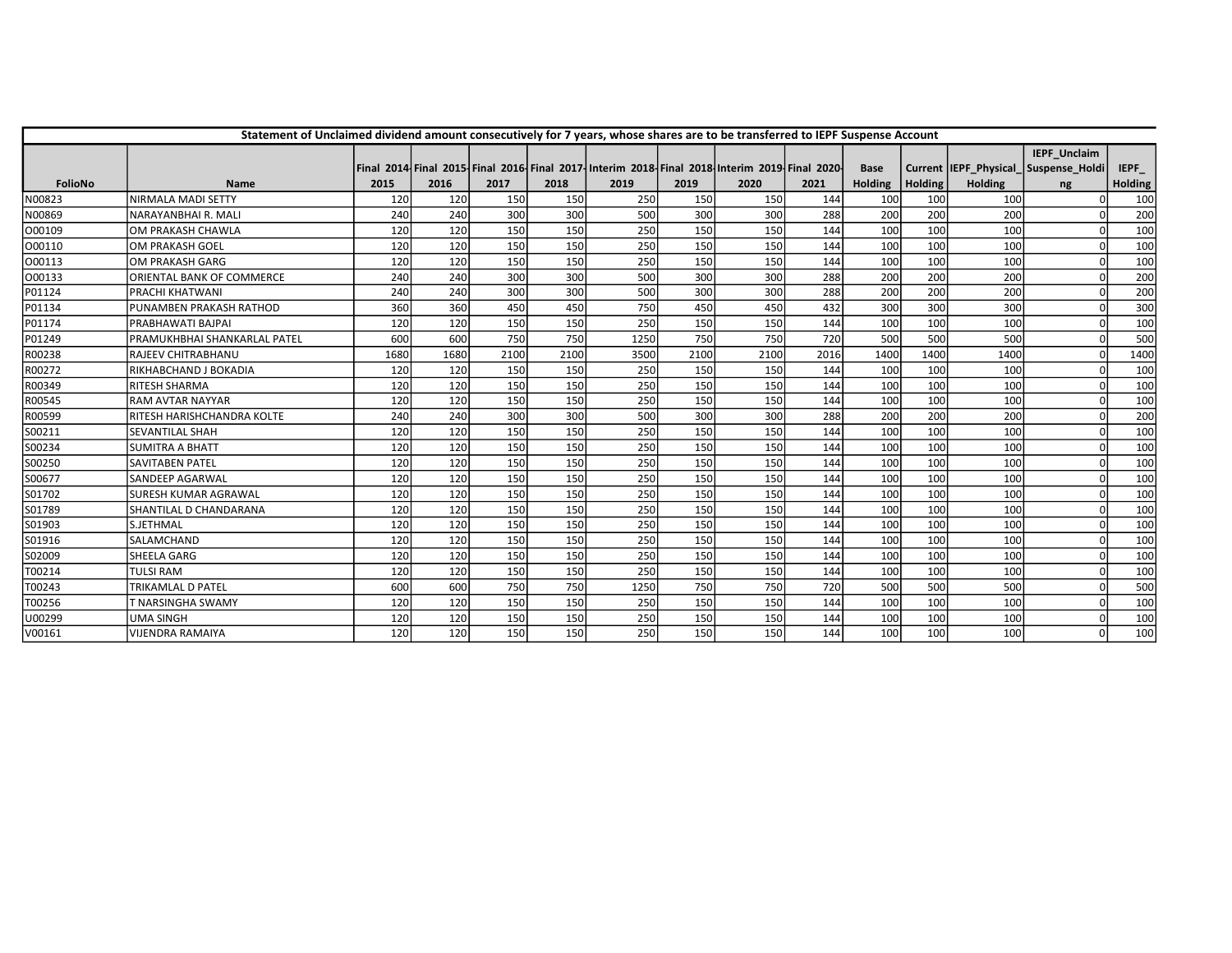| Statement of Unclaimed dividend amount consecutively for 7 years, whose shares are to be transferred to IEPF Suspense Account | | | | | | | | | | | | | | |
|---|---|---|---|---|---|---|---|---|---|---|---|---|---|---|
| FolioNo | Name | Final 2014-2015 | Final 2015-2016 | Final 2016-2017 | Final 2017-2018 | Interim 2018-2019 | Final 2018-2019 | Interim 2019-2020 | Final 2020-2021 | Base Holding | Current Holding | IEPF_Physical_Holding | IEPF_Unclaim Suspense_Holding | IEPF_Holding |
| N00823 | NIRMALA MADI SETTY | 120 | 120 | 150 | 150 | 250 | 150 | 150 | 144 | 100 | 100 | 100 | 0 | 100 |
| N00869 | NARAYANBHAI R. MALI | 240 | 240 | 300 | 300 | 500 | 300 | 300 | 288 | 200 | 200 | 200 | 0 | 200 |
| O00109 | OM PRAKASH CHAWLA | 120 | 120 | 150 | 150 | 250 | 150 | 150 | 144 | 100 | 100 | 100 | 0 | 100 |
| O00110 | OM PRAKASH GOEL | 120 | 120 | 150 | 150 | 250 | 150 | 150 | 144 | 100 | 100 | 100 | 0 | 100 |
| O00113 | OM PRAKASH GARG | 120 | 120 | 150 | 150 | 250 | 150 | 150 | 144 | 100 | 100 | 100 | 0 | 100 |
| O00133 | ORIENTAL BANK OF COMMERCE | 240 | 240 | 300 | 300 | 500 | 300 | 300 | 288 | 200 | 200 | 200 | 0 | 200 |
| P01124 | PRACHI KHATWANI | 240 | 240 | 300 | 300 | 500 | 300 | 300 | 288 | 200 | 200 | 200 | 0 | 200 |
| P01134 | PUNAMBEN PRAKASH RATHOD | 360 | 360 | 450 | 450 | 750 | 450 | 450 | 432 | 300 | 300 | 300 | 0 | 300 |
| P01174 | PRABHAWATI BAJPAI | 120 | 120 | 150 | 150 | 250 | 150 | 150 | 144 | 100 | 100 | 100 | 0 | 100 |
| P01249 | PRAMUKHBHAI SHANKARLAL PATEL | 600 | 600 | 750 | 750 | 1250 | 750 | 750 | 720 | 500 | 500 | 500 | 0 | 500 |
| R00238 | RAJEEV CHITRABHANU | 1680 | 1680 | 2100 | 2100 | 3500 | 2100 | 2100 | 2016 | 1400 | 1400 | 1400 | 0 | 1400 |
| R00272 | RIKHABCHAND J BOKADIA | 120 | 120 | 150 | 150 | 250 | 150 | 150 | 144 | 100 | 100 | 100 | 0 | 100 |
| R00349 | RITESH SHARMA | 120 | 120 | 150 | 150 | 250 | 150 | 150 | 144 | 100 | 100 | 100 | 0 | 100 |
| R00545 | RAM AVTAR NAYYAR | 120 | 120 | 150 | 150 | 250 | 150 | 150 | 144 | 100 | 100 | 100 | 0 | 100 |
| R00599 | RITESH HARISHCHANDRA KOLTE | 240 | 240 | 300 | 300 | 500 | 300 | 300 | 288 | 200 | 200 | 200 | 0 | 200 |
| S00211 | SEVANTILAL SHAH | 120 | 120 | 150 | 150 | 250 | 150 | 150 | 144 | 100 | 100 | 100 | 0 | 100 |
| S00234 | SUMITRA A BHATT | 120 | 120 | 150 | 150 | 250 | 150 | 150 | 144 | 100 | 100 | 100 | 0 | 100 |
| S00250 | SAVITABEN PATEL | 120 | 120 | 150 | 150 | 250 | 150 | 150 | 144 | 100 | 100 | 100 | 0 | 100 |
| S00677 | SANDEEP AGARWAL | 120 | 120 | 150 | 150 | 250 | 150 | 150 | 144 | 100 | 100 | 100 | 0 | 100 |
| S01702 | SURESH KUMAR AGRAWAL | 120 | 120 | 150 | 150 | 250 | 150 | 150 | 144 | 100 | 100 | 100 | 0 | 100 |
| S01789 | SHANTILAL D CHANDARANA | 120 | 120 | 150 | 150 | 250 | 150 | 150 | 144 | 100 | 100 | 100 | 0 | 100 |
| S01903 | S.JETHMAL | 120 | 120 | 150 | 150 | 250 | 150 | 150 | 144 | 100 | 100 | 100 | 0 | 100 |
| S01916 | SALAMCHAND | 120 | 120 | 150 | 150 | 250 | 150 | 150 | 144 | 100 | 100 | 100 | 0 | 100 |
| S02009 | SHEELA GARG | 120 | 120 | 150 | 150 | 250 | 150 | 150 | 144 | 100 | 100 | 100 | 0 | 100 |
| T00214 | TULSI RAM | 120 | 120 | 150 | 150 | 250 | 150 | 150 | 144 | 100 | 100 | 100 | 0 | 100 |
| T00243 | TRIKAMLAL D PATEL | 600 | 600 | 750 | 750 | 1250 | 750 | 750 | 720 | 500 | 500 | 500 | 0 | 500 |
| T00256 | T NARSINGHA SWAMY | 120 | 120 | 150 | 150 | 250 | 150 | 150 | 144 | 100 | 100 | 100 | 0 | 100 |
| U00299 | UMA SINGH | 120 | 120 | 150 | 150 | 250 | 150 | 150 | 144 | 100 | 100 | 100 | 0 | 100 |
| V00161 | VIJENDRA RAMAIYA | 120 | 120 | 150 | 150 | 250 | 150 | 150 | 144 | 100 | 100 | 100 | 0 | 100 |